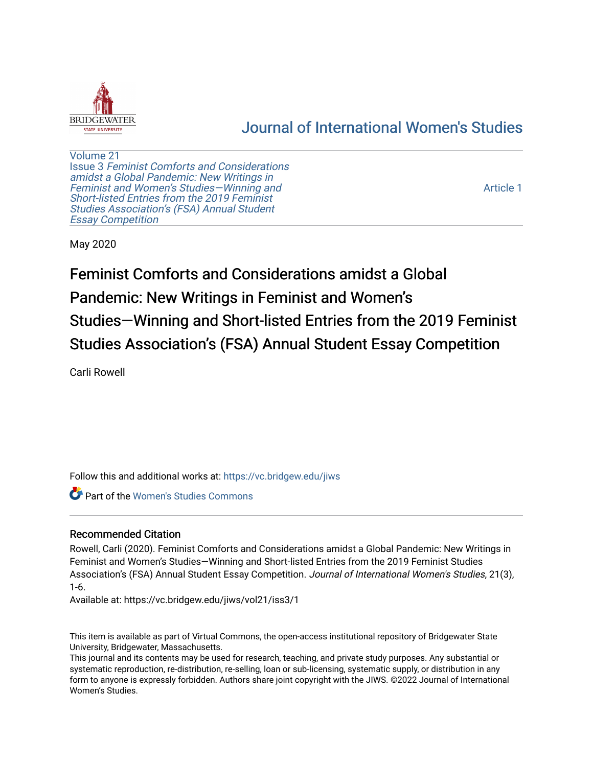[Journal of International Women's Studies](https://vc.bridgew.edu/jiws)

Volume 21
Issue 3 *Feminist Comforts and Considerations amidst a Global Pandemic: New Writings in Feminist and Women's Studies—Winning and Short-listed Entries from the 2019 Feminist Studies Association's (FSA) Annual Student Essay Competition*

Article 1

May 2020

# Feminist Comforts and Considerations amidst a Global Pandemic: New Writings in Feminist and Women's Studies—Winning and Short-listed Entries from the 2019 Feminist Studies Association's (FSA) Annual Student Essay Competition

Carli Rowell

Follow this and additional works at: https://vc.bridgew.edu/jiws

Part of the Women's Studies Commons

## Recommended Citation

Rowell, Carli (2020). Feminist Comforts and Considerations amidst a Global Pandemic: New Writings in Feminist and Women's Studies—Winning and Short-listed Entries from the 2019 Feminist Studies Association's (FSA) Annual Student Essay Competition. *Journal of International Women's Studies*, 21(3), 1-6.

Available at: https://vc.bridgew.edu/jiws/vol21/iss3/1

This item is available as part of Virtual Commons, the open-access institutional repository of Bridgewater State University, Bridgewater, Massachusetts.

This journal and its contents may be used for research, teaching, and private study purposes. Any substantial or systematic reproduction, re-distribution, re-selling, loan or sub-licensing, systematic supply, or distribution in any form to anyone is expressly forbidden. Authors share joint copyright with the JIWS. ©2022 Journal of International Women's Studies.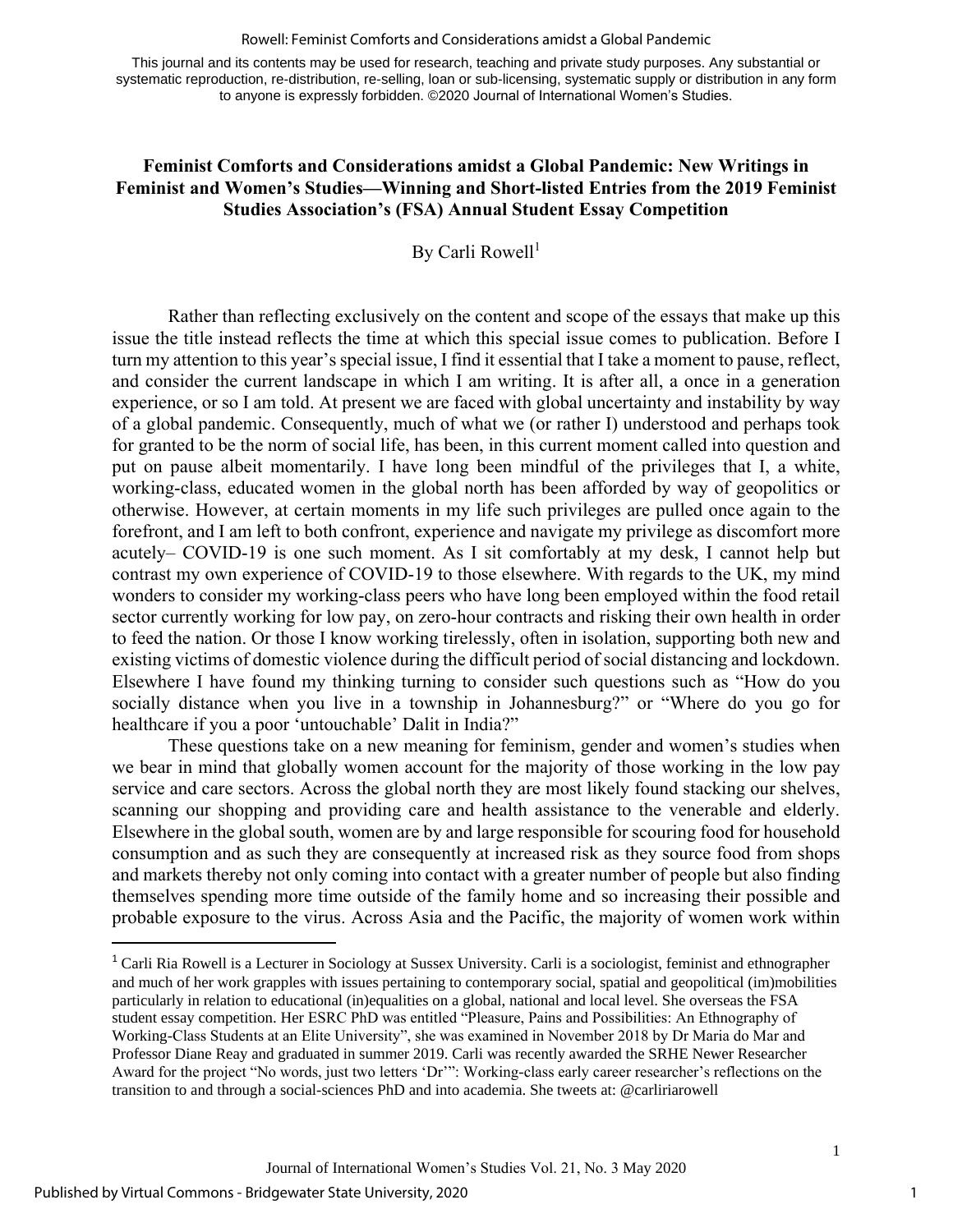This journal and its contents may be used for research, teaching and private study purposes. Any substantial or systematic reproduction, re-distribution, re-selling, loan or sub-licensing, systematic supply or distribution in any form to anyone is expressly forbidden. ©2020 Journal of International Women's Studies.

# Feminist Comforts and Considerations amidst a Global Pandemic: New Writings in Feminist and Women's Studies—Winning and Short-listed Entries from the 2019 Feminist Studies Association's (FSA) Annual Student Essay Competition

By Carli Rowell[1]

Rather than reflecting exclusively on the content and scope of the essays that make up this issue the title instead reflects the time at which this special issue comes to publication. Before I turn my attention to this year's special issue, I find it essential that I take a moment to pause, reflect, and consider the current landscape in which I am writing. It is after all, a once in a generation experience, or so I am told. At present we are faced with global uncertainty and instability by way of a global pandemic. Consequently, much of what we (or rather I) understood and perhaps took for granted to be the norm of social life, has been, in this current moment called into question and put on pause albeit momentarily. I have long been mindful of the privileges that I, a white, working-class, educated women in the global north has been afforded by way of geopolitics or otherwise. However, at certain moments in my life such privileges are pulled once again to the forefront, and I am left to both confront, experience and navigate my privilege as discomfort more acutely– COVID-19 is one such moment. As I sit comfortably at my desk, I cannot help but contrast my own experience of COVID-19 to those elsewhere. With regards to the UK, my mind wonders to consider my working-class peers who have long been employed within the food retail sector currently working for low pay, on zero-hour contracts and risking their own health in order to feed the nation. Or those I know working tirelessly, often in isolation, supporting both new and existing victims of domestic violence during the difficult period of social distancing and lockdown. Elsewhere I have found my thinking turning to consider such questions such as "How do you socially distance when you live in a township in Johannesburg?" or "Where do you go for healthcare if you a poor 'untouchable' Dalit in India?"

These questions take on a new meaning for feminism, gender and women's studies when we bear in mind that globally women account for the majority of those working in the low pay service and care sectors. Across the global north they are most likely found stacking our shelves, scanning our shopping and providing care and health assistance to the venerable and elderly. Elsewhere in the global south, women are by and large responsible for scouring food for household consumption and as such they are consequently at increased risk as they source food from shops and markets thereby not only coming into contact with a greater number of people but also finding themselves spending more time outside of the family home and so increasing their possible and probable exposure to the virus. Across Asia and the Pacific, the majority of women work within

---

[1] Carli Ria Rowell is a Lecturer in Sociology at Sussex University. Carli is a sociologist, feminist and ethnographer and much of her work grapples with issues pertaining to contemporary social, spatial and geopolitical (im)mobilities particularly in relation to educational (in)equalities on a global, national and local level. She oversees the FSA student essay competition. Her ESRC PhD was entitled "Pleasure, Pains and Possibilities: An Ethnography of Working-Class Students at an Elite University", she was examined in November 2018 by Dr Maria do Mar and Professor Diane Reay and graduated in summer 2019. Carli was recently awarded the SRHE Newer Researcher Award for the project "No words, just two letters 'Dr'": Working-class early career researcher's reflections on the transition to and through a social-sciences PhD and into academia. She tweets at: @carliriarowell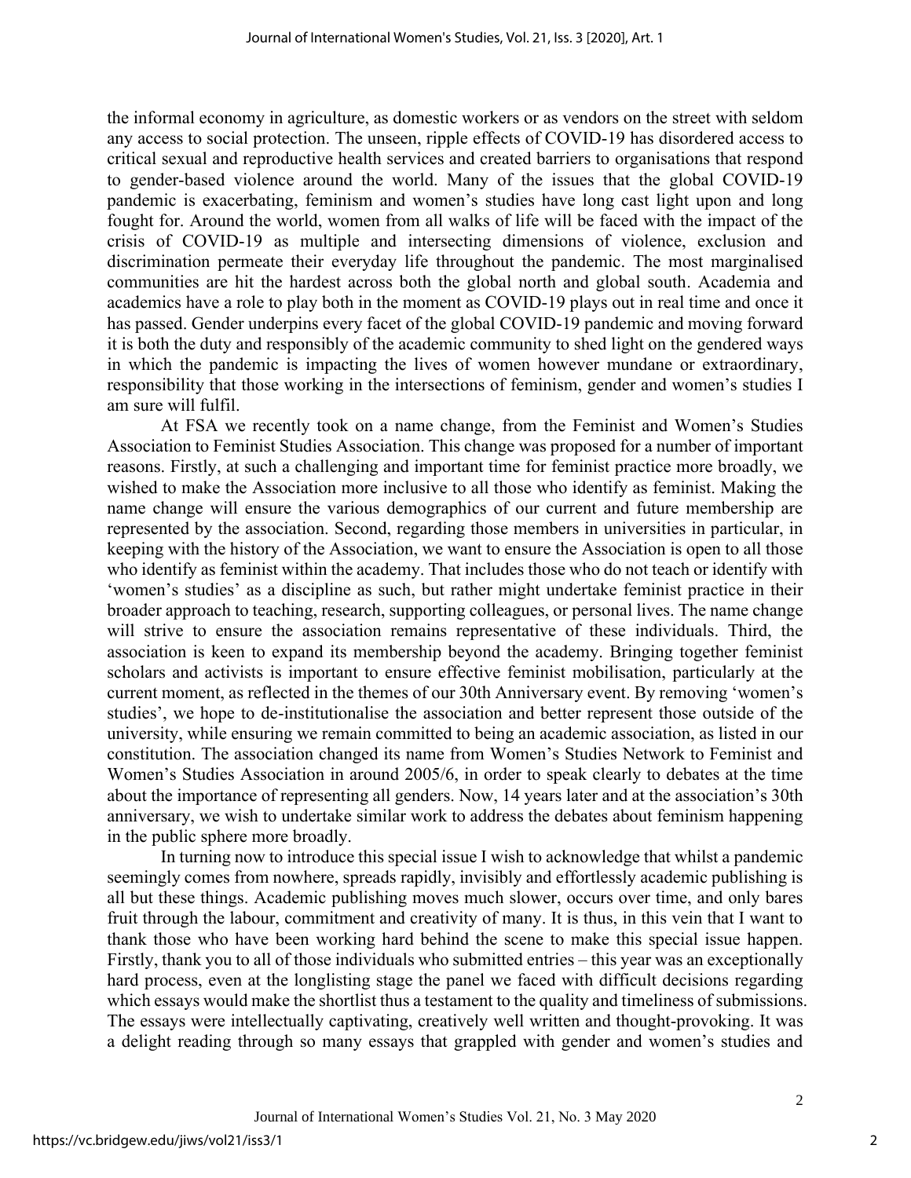the informal economy in agriculture, as domestic workers or as vendors on the street with seldom any access to social protection. The unseen, ripple effects of COVID-19 has disordered access to critical sexual and reproductive health services and created barriers to organisations that respond to gender-based violence around the world. Many of the issues that the global COVID-19 pandemic is exacerbating, feminism and women's studies have long cast light upon and long fought for. Around the world, women from all walks of life will be faced with the impact of the crisis of COVID-19 as multiple and intersecting dimensions of violence, exclusion and discrimination permeate their everyday life throughout the pandemic. The most marginalised communities are hit the hardest across both the global north and global south. Academia and academics have a role to play both in the moment as COVID-19 plays out in real time and once it has passed. Gender underpins every facet of the global COVID-19 pandemic and moving forward it is both the duty and responsibly of the academic community to shed light on the gendered ways in which the pandemic is impacting the lives of women however mundane or extraordinary, responsibility that those working in the intersections of feminism, gender and women's studies I am sure will fulfil.

At FSA we recently took on a name change, from the Feminist and Women's Studies Association to Feminist Studies Association. This change was proposed for a number of important reasons. Firstly, at such a challenging and important time for feminist practice more broadly, we wished to make the Association more inclusive to all those who identify as feminist. Making the name change will ensure the various demographics of our current and future membership are represented by the association. Second, regarding those members in universities in particular, in keeping with the history of the Association, we want to ensure the Association is open to all those who identify as feminist within the academy. That includes those who do not teach or identify with 'women's studies' as a discipline as such, but rather might undertake feminist practice in their broader approach to teaching, research, supporting colleagues, or personal lives. The name change will strive to ensure the association remains representative of these individuals. Third, the association is keen to expand its membership beyond the academy. Bringing together feminist scholars and activists is important to ensure effective feminist mobilisation, particularly at the current moment, as reflected in the themes of our 30th Anniversary event. By removing 'women's studies', we hope to de-institutionalise the association and better represent those outside of the university, while ensuring we remain committed to being an academic association, as listed in our constitution. The association changed its name from Women's Studies Network to Feminist and Women's Studies Association in around 2005/6, in order to speak clearly to debates at the time about the importance of representing all genders. Now, 14 years later and at the association's 30th anniversary, we wish to undertake similar work to address the debates about feminism happening in the public sphere more broadly.

In turning now to introduce this special issue I wish to acknowledge that whilst a pandemic seemingly comes from nowhere, spreads rapidly, invisibly and effortlessly academic publishing is all but these things. Academic publishing moves much slower, occurs over time, and only bares fruit through the labour, commitment and creativity of many. It is thus, in this vein that I want to thank those who have been working hard behind the scene to make this special issue happen. Firstly, thank you to all of those individuals who submitted entries – this year was an exceptionally hard process, even at the longlisting stage the panel we faced with difficult decisions regarding which essays would make the shortlist thus a testament to the quality and timeliness of submissions. The essays were intellectually captivating, creatively well written and thought-provoking. It was a delight reading through so many essays that grappled with gender and women's studies and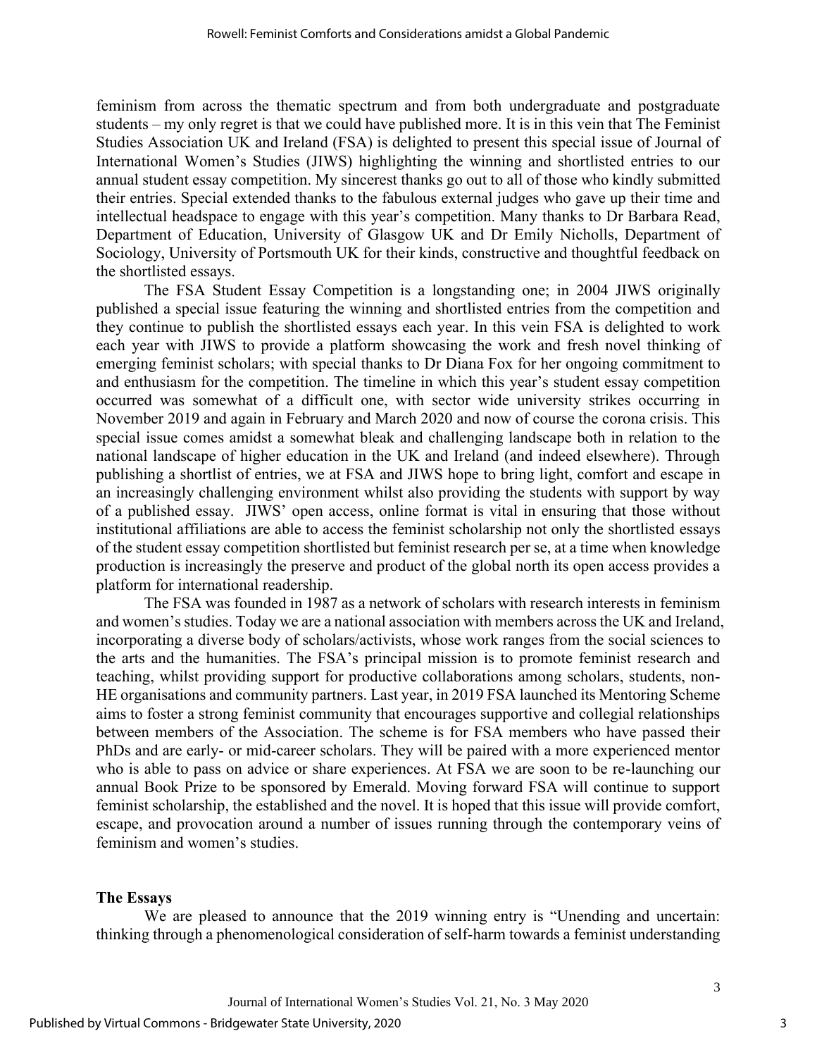feminism from across the thematic spectrum and from both undergraduate and postgraduate students – my only regret is that we could have published more. It is in this vein that The Feminist Studies Association UK and Ireland (FSA) is delighted to present this special issue of Journal of International Women's Studies (JIWS) highlighting the winning and shortlisted entries to our annual student essay competition. My sincerest thanks go out to all of those who kindly submitted their entries. Special extended thanks to the fabulous external judges who gave up their time and intellectual headspace to engage with this year's competition. Many thanks to Dr Barbara Read, Department of Education, University of Glasgow UK and Dr Emily Nicholls, Department of Sociology, University of Portsmouth UK for their kinds, constructive and thoughtful feedback on the shortlisted essays.

The FSA Student Essay Competition is a longstanding one; in 2004 JIWS originally published a special issue featuring the winning and shortlisted entries from the competition and they continue to publish the shortlisted essays each year. In this vein FSA is delighted to work each year with JIWS to provide a platform showcasing the work and fresh novel thinking of emerging feminist scholars; with special thanks to Dr Diana Fox for her ongoing commitment to and enthusiasm for the competition. The timeline in which this year's student essay competition occurred was somewhat of a difficult one, with sector wide university strikes occurring in November 2019 and again in February and March 2020 and now of course the corona crisis. This special issue comes amidst a somewhat bleak and challenging landscape both in relation to the national landscape of higher education in the UK and Ireland (and indeed elsewhere). Through publishing a shortlist of entries, we at FSA and JIWS hope to bring light, comfort and escape in an increasingly challenging environment whilst also providing the students with support by way of a published essay. JIWS' open access, online format is vital in ensuring that those without institutional affiliations are able to access the feminist scholarship not only the shortlisted essays of the student essay competition shortlisted but feminist research per se, at a time when knowledge production is increasingly the preserve and product of the global north its open access provides a platform for international readership.

The FSA was founded in 1987 as a network of scholars with research interests in feminism and women's studies. Today we are a national association with members across the UK and Ireland, incorporating a diverse body of scholars/activists, whose work ranges from the social sciences to the arts and the humanities. The FSA's principal mission is to promote feminist research and teaching, whilst providing support for productive collaborations among scholars, students, non-HE organisations and community partners. Last year, in 2019 FSA launched its Mentoring Scheme aims to foster a strong feminist community that encourages supportive and collegial relationships between members of the Association. The scheme is for FSA members who have passed their PhDs and are early- or mid-career scholars. They will be paired with a more experienced mentor who is able to pass on advice or share experiences. At FSA we are soon to be re-launching our annual Book Prize to be sponsored by Emerald. Moving forward FSA will continue to support feminist scholarship, the established and the novel. It is hoped that this issue will provide comfort, escape, and provocation around a number of issues running through the contemporary veins of feminism and women's studies.

## The Essays

We are pleased to announce that the 2019 winning entry is "Unending and uncertain: thinking through a phenomenological consideration of self-harm towards a feminist understanding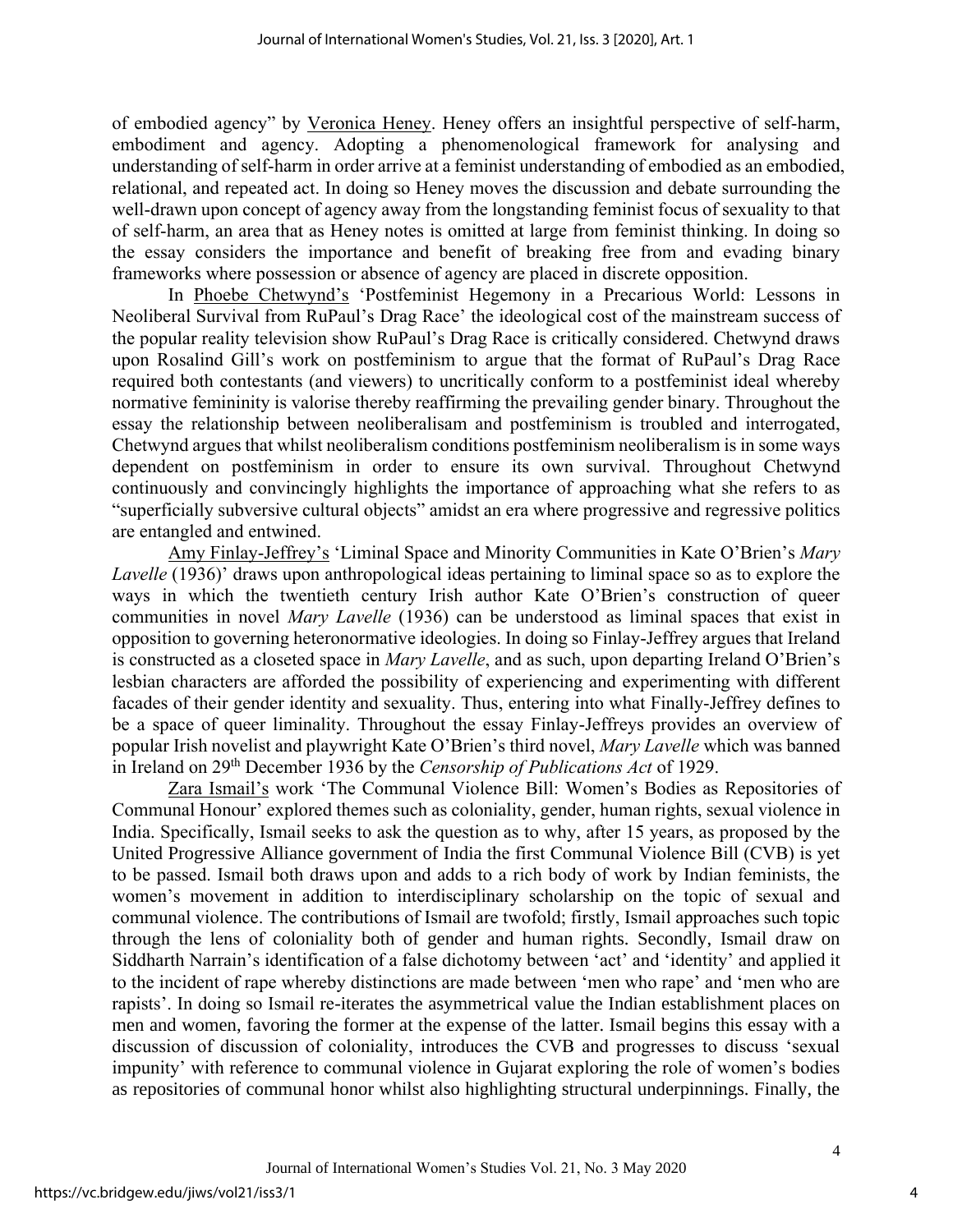of embodied agency" by Veronica Heney. Heney offers an insightful perspective of self-harm, embodiment and agency. Adopting a phenomenological framework for analysing and understanding of self-harm in order arrive at a feminist understanding of embodied as an embodied, relational, and repeated act. In doing so Heney moves the discussion and debate surrounding the well-drawn upon concept of agency away from the longstanding feminist focus of sexuality to that of self-harm, an area that as Heney notes is omitted at large from feminist thinking. In doing so the essay considers the importance and benefit of breaking free from and evading binary frameworks where possession or absence of agency are placed in discrete opposition.

In Phoebe Chetwynd's 'Postfeminist Hegemony in a Precarious World: Lessons in Neoliberal Survival from RuPaul's Drag Race' the ideological cost of the mainstream success of the popular reality television show RuPaul's Drag Race is critically considered. Chetwynd draws upon Rosalind Gill's work on postfeminism to argue that the format of RuPaul's Drag Race required both contestants (and viewers) to uncritically conform to a postfeminist ideal whereby normative femininity is valorise thereby reaffirming the prevailing gender binary. Throughout the essay the relationship between neoliberalisam and postfeminism is troubled and interrogated, Chetwynd argues that whilst neoliberalism conditions postfeminism neoliberalism is in some ways dependent on postfeminism in order to ensure its own survival. Throughout Chetwynd continuously and convincingly highlights the importance of approaching what she refers to as "superficially subversive cultural objects" amidst an era where progressive and regressive politics are entangled and entwined.

Amy Finlay-Jeffrey's 'Liminal Space and Minority Communities in Kate O'Brien's *Mary Lavelle* (1936)' draws upon anthropological ideas pertaining to liminal space so as to explore the ways in which the twentieth century Irish author Kate O'Brien's construction of queer communities in novel *Mary Lavelle* (1936) can be understood as liminal spaces that exist in opposition to governing heteronormative ideologies. In doing so Finlay-Jeffrey argues that Ireland is constructed as a closeted space in *Mary Lavelle*, and as such, upon departing Ireland O'Brien's lesbian characters are afforded the possibility of experiencing and experimenting with different facades of their gender identity and sexuality. Thus, entering into what Finally-Jeffrey defines to be a space of queer liminality. Throughout the essay Finlay-Jeffreys provides an overview of popular Irish novelist and playwright Kate O'Brien's third novel, *Mary Lavelle* which was banned in Ireland on 29th December 1936 by the *Censorship of Publications Act* of 1929.

Zara Ismail's work 'The Communal Violence Bill: Women's Bodies as Repositories of Communal Honour' explored themes such as coloniality, gender, human rights, sexual violence in India. Specifically, Ismail seeks to ask the question as to why, after 15 years, as proposed by the United Progressive Alliance government of India the first Communal Violence Bill (CVB) is yet to be passed. Ismail both draws upon and adds to a rich body of work by Indian feminists, the women's movement in addition to interdisciplinary scholarship on the topic of sexual and communal violence. The contributions of Ismail are twofold; firstly, Ismail approaches such topic through the lens of coloniality both of gender and human rights. Secondly, Ismail draw on Siddharth Narrain's identification of a false dichotomy between 'act' and 'identity' and applied it to the incident of rape whereby distinctions are made between 'men who rape' and 'men who are rapists'. In doing so Ismail re-iterates the asymmetrical value the Indian establishment places on men and women, favoring the former at the expense of the latter. Ismail begins this essay with a discussion of discussion of coloniality, introduces the CVB and progresses to discuss 'sexual impunity' with reference to communal violence in Gujarat exploring the role of women's bodies as repositories of communal honor whilst also highlighting structural underpinnings. Finally, the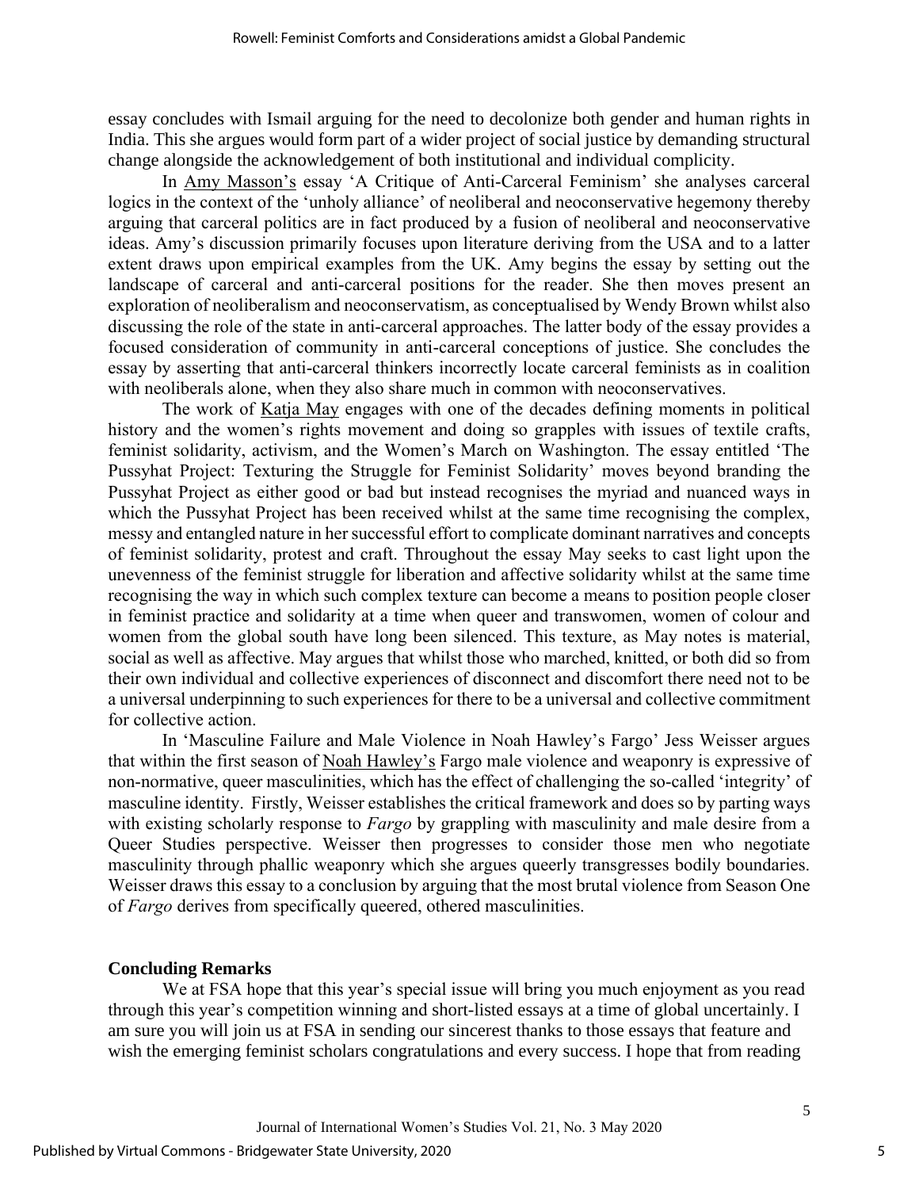essay concludes with Ismail arguing for the need to decolonize both gender and human rights in India. This she argues would form part of a wider project of social justice by demanding structural change alongside the acknowledgement of both institutional and individual complicity.

In Amy Masson's essay 'A Critique of Anti-Carceral Feminism' she analyses carceral logics in the context of the 'unholy alliance' of neoliberal and neoconservative hegemony thereby arguing that carceral politics are in fact produced by a fusion of neoliberal and neoconservative ideas. Amy's discussion primarily focuses upon literature deriving from the USA and to a latter extent draws upon empirical examples from the UK. Amy begins the essay by setting out the landscape of carceral and anti-carceral positions for the reader. She then moves present an exploration of neoliberalism and neoconservatism, as conceptualised by Wendy Brown whilst also discussing the role of the state in anti-carceral approaches. The latter body of the essay provides a focused consideration of community in anti-carceral conceptions of justice. She concludes the essay by asserting that anti-carceral thinkers incorrectly locate carceral feminists as in coalition with neoliberals alone, when they also share much in common with neoconservatives.

The work of Katja May engages with one of the decades defining moments in political history and the women's rights movement and doing so grapples with issues of textile crafts, feminist solidarity, activism, and the Women's March on Washington. The essay entitled 'The Pussyhat Project: Texturing the Struggle for Feminist Solidarity' moves beyond branding the Pussyhat Project as either good or bad but instead recognises the myriad and nuanced ways in which the Pussyhat Project has been received whilst at the same time recognising the complex, messy and entangled nature in her successful effort to complicate dominant narratives and concepts of feminist solidarity, protest and craft. Throughout the essay May seeks to cast light upon the unevenness of the feminist struggle for liberation and affective solidarity whilst at the same time recognising the way in which such complex texture can become a means to position people closer in feminist practice and solidarity at a time when queer and transwomen, women of colour and women from the global south have long been silenced. This texture, as May notes is material, social as well as affective. May argues that whilst those who marched, knitted, or both did so from their own individual and collective experiences of disconnect and discomfort there need not to be a universal underpinning to such experiences for there to be a universal and collective commitment for collective action.

In 'Masculine Failure and Male Violence in Noah Hawley's Fargo' Jess Weisser argues that within the first season of Noah Hawley's Fargo male violence and weaponry is expressive of non-normative, queer masculinities, which has the effect of challenging the so-called 'integrity' of masculine identity. Firstly, Weisser establishes the critical framework and does so by parting ways with existing scholarly response to *Fargo* by grappling with masculinity and male desire from a Queer Studies perspective. Weisser then progresses to consider those men who negotiate masculinity through phallic weaponry which she argues queerly transgresses bodily boundaries. Weisser draws this essay to a conclusion by arguing that the most brutal violence from Season One of *Fargo* derives from specifically queered, othered masculinities.

## Concluding Remarks

We at FSA hope that this year's special issue will bring you much enjoyment as you read through this year's competition winning and short-listed essays at a time of global uncertainly. I am sure you will join us at FSA in sending our sincerest thanks to those essays that feature and wish the emerging feminist scholars congratulations and every success. I hope that from reading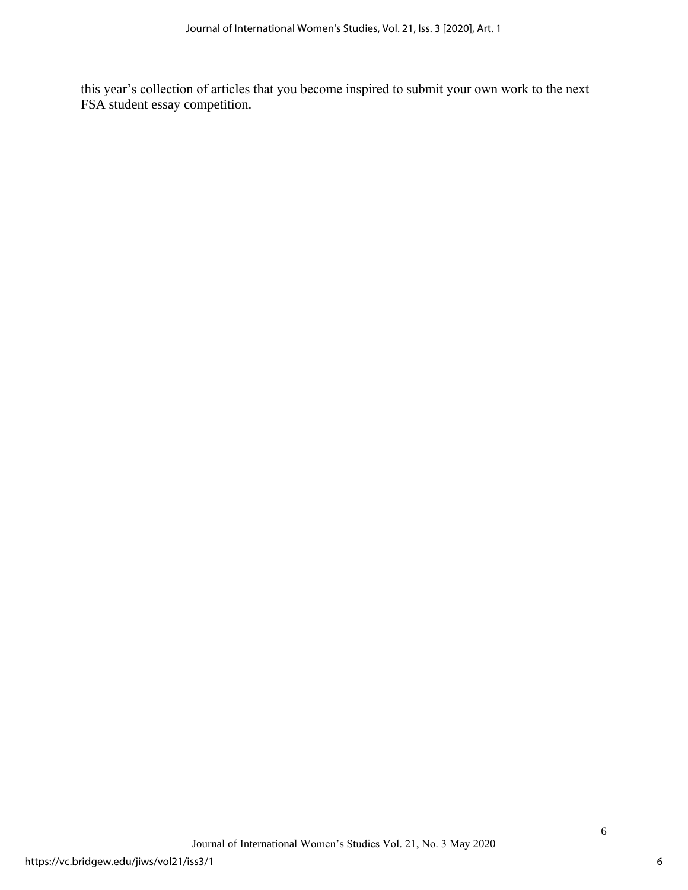this year's collection of articles that you become inspired to submit your own work to the next FSA student essay competition.